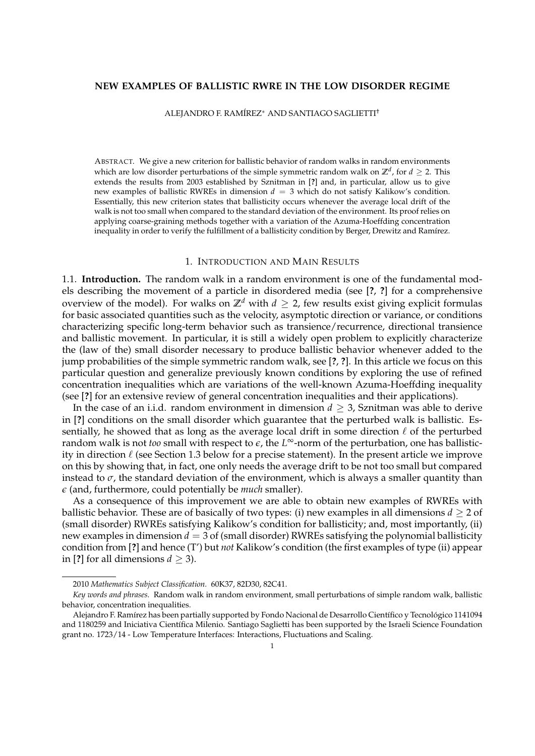# NEW EXAMPLES OF BALLISTIC RWRE IN THE LOW DISORDER REGIME

ALEJANDRO F. RAMÍREZ* AND SANTIAGO SAGLIETTI†

ABSTRACT. We give a new criterion for ballistic behavior of random walks in random environments which are low disorder perturbations of the simple symmetric random walk on $\mathbb{Z}^d$, for $d \geq 2$. This extends the results from 2003 established by Sznitman in [?] and, in particular, allow us to give new examples of ballistic RWREs in dimension $d = 3$ which do not satisfy Kalikow's condition. Essentially, this new criterion states that ballisticity occurs whenever the average local drift of the walk is not too small when compared to the standard deviation of the environment. Its proof relies on applying coarse-graining methods together with a variation of the Azuma-Hoeffding concentration inequality in order to verify the fulfillment of a ballisticity condition by Berger, Drewitz and Ramírez.

## 1. INTRODUCTION AND MAIN RESULTS

1.1. **Introduction.** The random walk in a random environment is one of the fundamental models describing the movement of a particle in disordered media (see [?, ?] for a comprehensive overview of the model). For walks on $\mathbb{Z}^d$ with $d \geq 2$, few results exist giving explicit formulas for basic associated quantities such as the velocity, asymptotic direction or variance, or conditions characterizing specific long-term behavior such as transience/recurrence, directional transience and ballistic movement. In particular, it is still a widely open problem to explicitly characterize the (law of the) small disorder necessary to produce ballistic behavior whenever added to the jump probabilities of the simple symmetric random walk, see [?, ?]. In this article we focus on this particular question and generalize previously known conditions by exploring the use of refined concentration inequalities which are variations of the well-known Azuma-Hoeffding inequality (see [?] for an extensive review of general concentration inequalities and their applications).

In the case of an i.i.d. random environment in dimension $d \geq 3$, Sznitman was able to derive in [?] conditions on the small disorder which guarantee that the perturbed walk is ballistic. Essentially, he showed that as long as the average local drift in some direction $\ell$ of the perturbed random walk is not *too* small with respect to $\epsilon$, the $L^\infty$-norm of the perturbation, one has ballisticity in direction $\ell$ (see Section 1.3 below for a precise statement). In the present article we improve on this by showing that, in fact, one only needs the average drift to be not too small but compared instead to $\sigma$, the standard deviation of the environment, which is always a smaller quantity than $\epsilon$ (and, furthermore, could potentially be *much* smaller).

As a consequence of this improvement we are able to obtain new examples of RWREs with ballistic behavior. These are of basically of two types: (i) new examples in all dimensions $d \geq 2$ of (small disorder) RWREs satisfying Kalikow's condition for ballisticity; and, most importantly, (ii) new examples in dimension $d = 3$ of (small disorder) RWREs satisfying the polynomial ballisticity condition from [?] and hence (T') but *not* Kalikow's condition (the first examples of type (ii) appear in [?] for all dimensions $d \geq 3$).

---

2010 *Mathematics Subject Classification.* 60K37, 82D30, 82C41.

*Key words and phrases.* Random walk in random environment, small perturbations of simple random walk, ballistic behavior, concentration inequalities.

Alejandro F. Ramírez has been partially supported by Fondo Nacional de Desarrollo Científico y Tecnológico 1141094 and 1180259 and Iniciativa Científica Milenio. Santiago Saglietti has been supported by the Israeli Science Foundation grant no. 1723/14 - Low Temperature Interfaces: Interactions, Fluctuations and Scaling.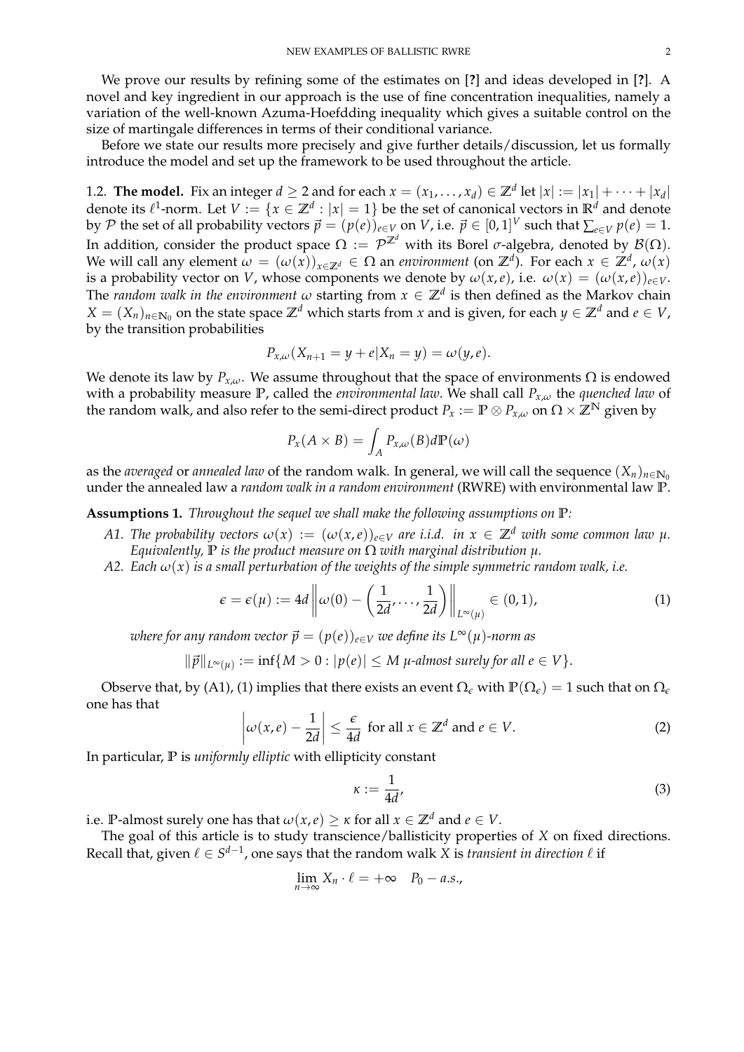We prove our results by refining some of the estimates on [?] and ideas developed in [?]. A novel and key ingredient in our approach is the use of fine concentration inequalities, namely a variation of the well-known Azuma-Hoefdding inequality which gives a suitable control on the size of martingale differences in terms of their conditional variance.

Before we state our results more precisely and give further details/discussion, let us formally introduce the model and set up the framework to be used throughout the article.

1.2. **The model.** Fix an integer $d \geq 2$ and for each $x = (x_1, \ldots, x_d) \in \mathbb{Z}^d$ let $|x| := |x_1| + \cdots + |x_d|$ denote its $\ell^1$-norm. Let $V := \{x \in \mathbb{Z}^d : |x| = 1\}$ be the set of canonical vectors in $\mathbb{R}^d$ and denote by $\mathcal{P}$ the set of all probability vectors $\vec{p} = (p(e))_{e \in V}$ on $V$, i.e. $\vec{p} \in [0,1]^V$ such that $\sum_{e \in V} p(e) = 1$. In addition, consider the product space $\Omega := \mathcal{P}^{\mathbb{Z}^d}$ with its Borel $\sigma$-algebra, denoted by $\mathcal{B}(\Omega)$. We will call any element $\omega = (\omega(x))_{x \in \mathbb{Z}^d} \in \Omega$ an *environment* (on $\mathbb{Z}^d$). For each $x \in \mathbb{Z}^d$, $\omega(x)$ is a probability vector on $V$, whose components we denote by $\omega(x,e)$, i.e. $\omega(x) = (\omega(x,e))_{e \in V}$. The *random walk in the environment* $\omega$ starting from $x \in \mathbb{Z}^d$ is then defined as the Markov chain $X = (X_n)_{n \in \mathbb{N}_0}$ on the state space $\mathbb{Z}^d$ which starts from $x$ and is given, for each $y \in \mathbb{Z}^d$ and $e \in V$, by the transition probabilities

$$P_{x,\omega}(X_{n+1} = y + e | X_n = y) = \omega(y, e).$$

We denote its law by $P_{x,\omega}$. We assume throughout that the space of environments $\Omega$ is endowed with a probability measure $\mathbb{P}$, called the *environmental law*. We shall call $P_{x,\omega}$ the *quenched law* of the random walk, and also refer to the semi-direct product $P_x := \mathbb{P} \otimes P_{x,\omega}$ on $\Omega \times \mathbb{Z}^{\mathbb{N}}$ given by

$$P_x(A \times B) = \int_A P_{x,\omega}(B) d\mathbb{P}(\omega)$$

as the *averaged* or *annealed law* of the random walk. In general, we will call the sequence $(X_n)_{n \in \mathbb{N}_0}$ under the annealed law a *random walk in a random environment* (RWRE) with environmental law $\mathbb{P}$.

**Assumptions 1.** *Throughout the sequel we shall make the following assumptions on* $\mathbb{P}$*:*

*A1. The probability vectors* $\omega(x) := (\omega(x,e))_{e \in V}$ *are i.i.d. in* $x \in \mathbb{Z}^d$ *with some common law* $\mu$*. Equivalently,* $\mathbb{P}$ *is the product measure on* $\Omega$ *with marginal distribution* $\mu$*.*

*A2. Each* $\omega(x)$ *is a small perturbation of the weights of the simple symmetric random walk, i.e.*

$$\epsilon = \epsilon(\mu) := 4d \left\| \omega(0) - \left( \frac{1}{2d}, \ldots, \frac{1}{2d} \right) \right\|_{L^\infty(\mu)} \in (0,1), \tag{1}$$

*where for any random vector* $\vec{p} = (p(e))_{e \in V}$ *we define its* $L^\infty(\mu)$*-norm as*

$$\|\vec{p}\|_{L^\infty(\mu)} := \inf\{M > 0 : |p(e)| \leq M \ \mu\text{-almost surely for all } e \in V\}.$$

Observe that, by (A1), (1) implies that there exists an event $\Omega_\epsilon$ with $\mathbb{P}(\Omega_\epsilon) = 1$ such that on $\Omega_\epsilon$ one has that

$$\left| \omega(x,e) - \frac{1}{2d} \right| \leq \frac{\epsilon}{4d} \text{ for all } x \in \mathbb{Z}^d \text{ and } e \in V. \tag{2}$$

In particular, $\mathbb{P}$ is *uniformly elliptic* with ellipticity constant

$$\kappa := \frac{1}{4d}, \tag{3}$$

i.e. $\mathbb{P}$-almost surely one has that $\omega(x,e) \geq \kappa$ for all $x \in \mathbb{Z}^d$ and $e \in V$.

The goal of this article is to study transcience/ballisticity properties of $X$ on fixed directions. Recall that, given $\ell \in S^{d-1}$, one says that the random walk $X$ is *transient in direction* $\ell$ if

$$\lim_{n \to \infty} X_n \cdot \ell = +\infty \quad P_0 - a.s.,$$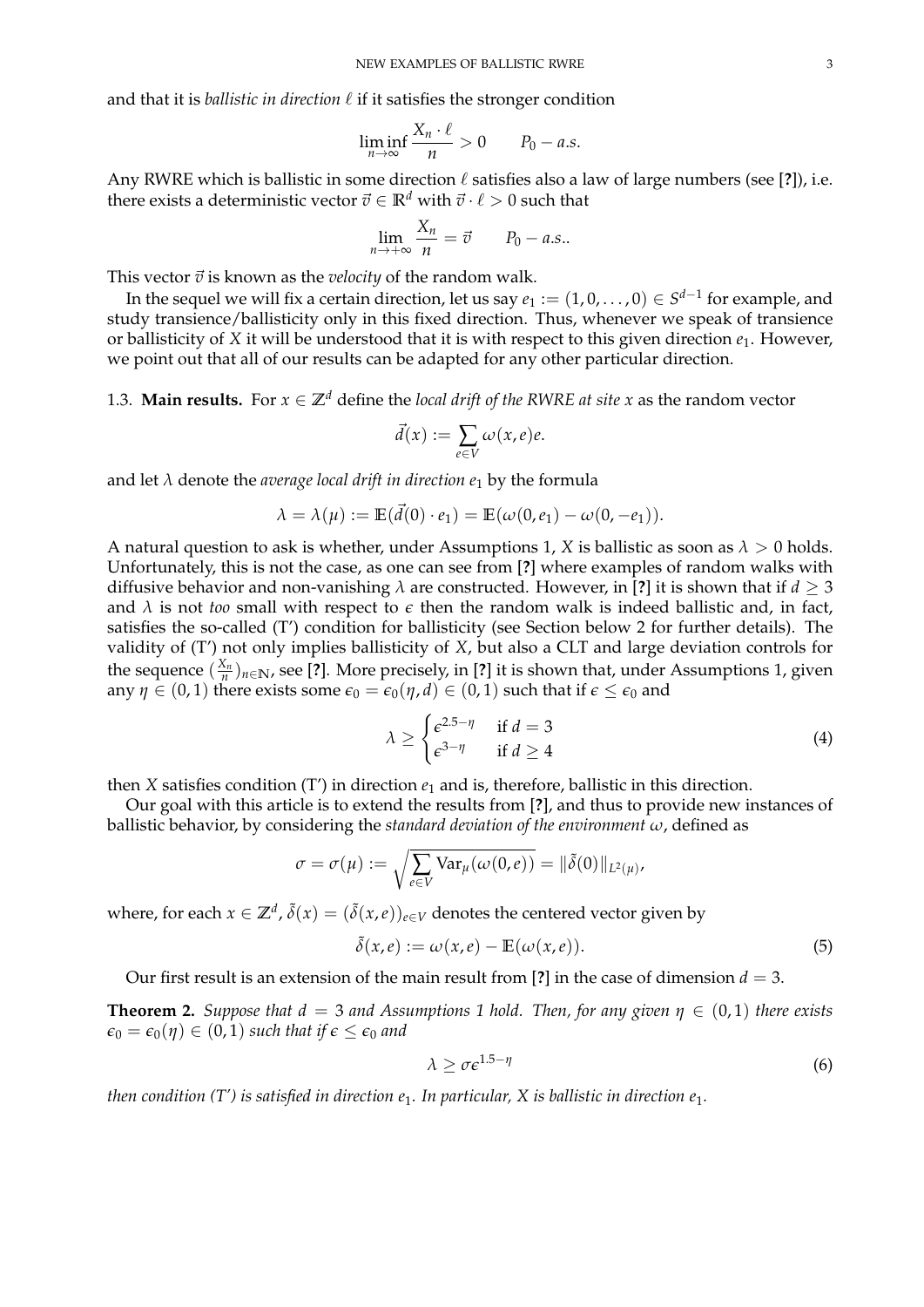and that it is *ballistic in direction* $\ell$ if it satisfies the stronger condition

$$\liminf_{n\to\infty} \frac{X_n \cdot \ell}{n} > 0 \qquad P_0 - a.s.$$

Any RWRE which is ballistic in some direction $\ell$ satisfies also a law of large numbers (see [?]), i.e. there exists a deterministic vector $\vec{v} \in \mathbb{R}^d$ with $\vec{v} \cdot \ell > 0$ such that

$$\lim_{n\to+\infty} \frac{X_n}{n} = \vec{v} \qquad P_0 - a.s..$$

This vector $\vec{v}$ is known as the *velocity* of the random walk.

In the sequel we will fix a certain direction, let us say $e_1 := (1, 0, \dots, 0) \in S^{d-1}$ for example, and study transience/ballisticity only in this fixed direction. Thus, whenever we speak of transience or ballisticity of $X$ it will be understood that it is with respect to this given direction $e_1$. However, we point out that all of our results can be adapted for any other particular direction.

1.3. **Main results.** For $x \in \mathbb{Z}^d$ define the *local drift of the RWRE at site x* as the random vector

$$\vec{d}(x) := \sum_{e\in V} \omega(x,e)e.$$

and let $\lambda$ denote the *average local drift in direction* $e_1$ by the formula

$$\lambda = \lambda(\mu) := \mathbb{E}(\vec{d}(0) \cdot e_1) = \mathbb{E}(\omega(0,e_1) - \omega(0,-e_1)).$$

A natural question to ask is whether, under Assumptions 1, $X$ is ballistic as soon as $\lambda > 0$ holds. Unfortunately, this is not the case, as one can see from [?] where examples of random walks with diffusive behavior and non-vanishing $\lambda$ are constructed. However, in [?] it is shown that if $d \geq 3$ and $\lambda$ is not *too* small with respect to $\epsilon$ then the random walk is indeed ballistic and, in fact, satisfies the so-called (T') condition for ballisticity (see Section below 2 for further details). The validity of (T') not only implies ballisticity of $X$, but also a CLT and large deviation controls for the sequence $(\frac{X_n}{n})_{n\in\mathbb{N}}$, see [?]. More precisely, in [?] it is shown that, under Assumptions 1, given any $\eta \in (0,1)$ there exists some $\epsilon_0 = \epsilon_0(\eta, d) \in (0,1)$ such that if $\epsilon \leq \epsilon_0$ and

$$\lambda \geq \begin{cases} \epsilon^{2.5-\eta} & \text{if } d = 3 \\ \epsilon^{3-\eta} & \text{if } d \geq 4 \end{cases} \tag{4}$$

then $X$ satisfies condition (T') in direction $e_1$ and is, therefore, ballistic in this direction.

Our goal with this article is to extend the results from [?], and thus to provide new instances of ballistic behavior, by considering the *standard deviation of the environment* $\omega$, defined as

$$\sigma = \sigma(\mu) := \sqrt{\sum_{e\in V} \mathrm{Var}_\mu(\omega(0,e))} = \|\tilde{\delta}(0)\|_{L^2(\mu)},$$

where, for each $x \in \mathbb{Z}^d$, $\tilde{\delta}(x) = (\tilde{\delta}(x,e))_{e\in V}$ denotes the centered vector given by

$$\tilde{\delta}(x,e) := \omega(x,e) - \mathbb{E}(\omega(x,e)). \tag{5}$$

Our first result is an extension of the main result from [?] in the case of dimension $d = 3$.

**Theorem 2.** *Suppose that $d = 3$ and Assumptions 1 hold. Then, for any given $\eta \in (0,1)$ there exists $\epsilon_0 = \epsilon_0(\eta) \in (0,1)$ such that if $\epsilon \leq \epsilon_0$ and*

$$\lambda \geq \sigma\epsilon^{1.5-\eta} \tag{6}$$

*then condition (T') is satisfied in direction $e_1$. In particular, $X$ is ballistic in direction $e_1$.*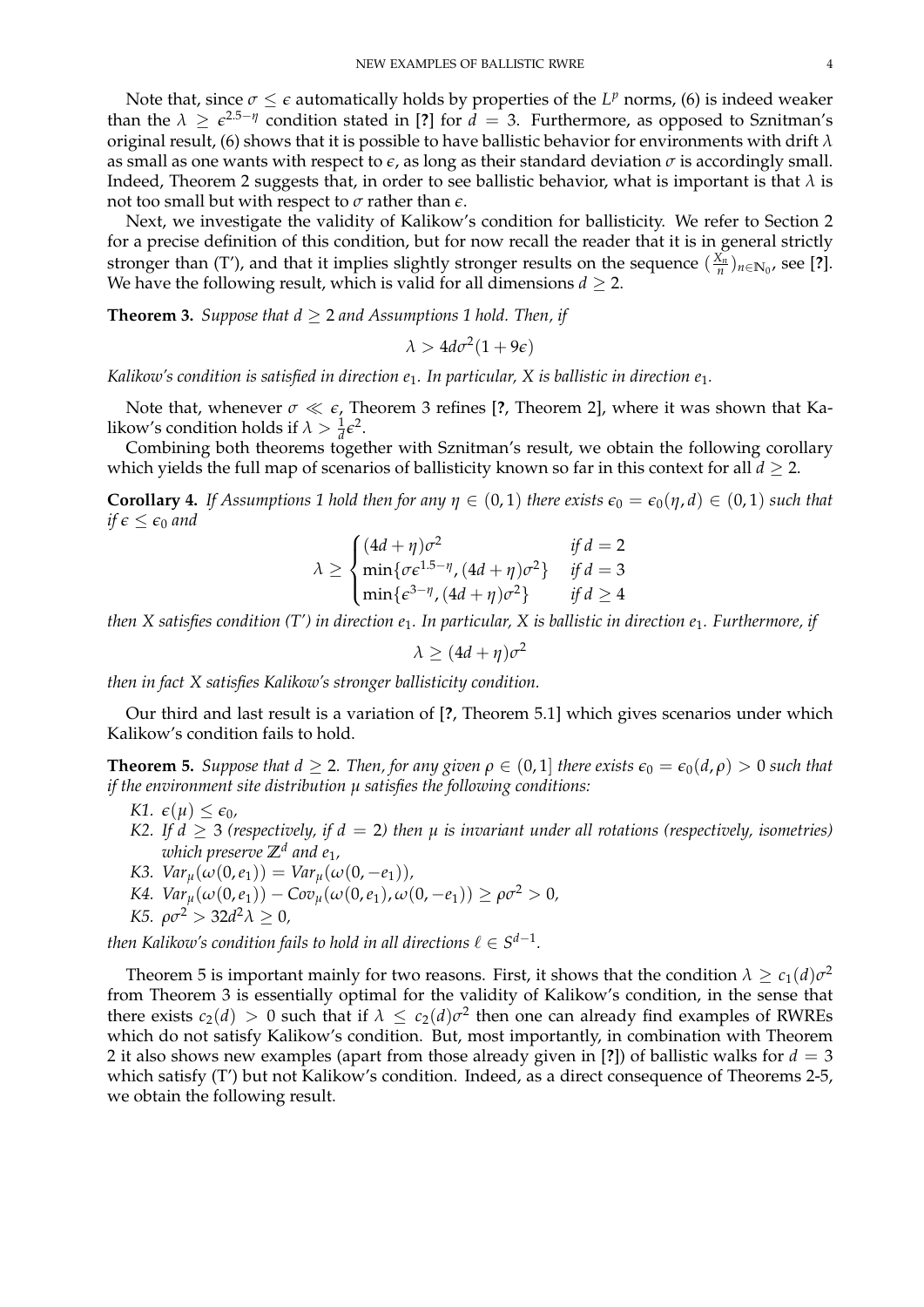Note that, since $\sigma \leq \epsilon$ automatically holds by properties of the $L^p$ norms, (6) is indeed weaker than the $\lambda \geq \epsilon^{2.5-\eta}$ condition stated in [?] for $d = 3$. Furthermore, as opposed to Sznitman's original result, (6) shows that it is possible to have ballistic behavior for environments with drift $\lambda$ as small as one wants with respect to $\epsilon$, as long as their standard deviation $\sigma$ is accordingly small. Indeed, Theorem 2 suggests that, in order to see ballistic behavior, what is important is that $\lambda$ is not too small but with respect to $\sigma$ rather than $\epsilon$.

Next, we investigate the validity of Kalikow's condition for ballisticity. We refer to Section 2 for a precise definition of this condition, but for now recall the reader that it is in general strictly stronger than (T'), and that it implies slightly stronger results on the sequence $(\frac{X_n}{n})_{n\in\mathbb{N}_0}$, see [?]. We have the following result, which is valid for all dimensions $d \geq 2$.

**Theorem 3.** *Suppose that $d \geq 2$ and Assumptions 1 hold. Then, if*

$$\lambda > 4d\sigma^2(1 + 9\epsilon)$$

*Kalikow's condition is satisfied in direction $e_1$. In particular, $X$ is ballistic in direction $e_1$.*

Note that, whenever $\sigma \ll \epsilon$, Theorem 3 refines [?, Theorem 2], where it was shown that Kalikow's condition holds if $\lambda > \frac{1}{d}\epsilon^2$.

Combining both theorems together with Sznitman's result, we obtain the following corollary which yields the full map of scenarios of ballisticity known so far in this context for all $d \geq 2$.

**Corollary 4.** *If Assumptions 1 hold then for any $\eta \in (0,1)$ there exists $\epsilon_0 = \epsilon_0(\eta, d) \in (0,1)$ such that if $\epsilon \leq \epsilon_0$ and*

$$\lambda \geq \begin{cases} (4d+\eta)\sigma^2 & \text{if } d = 2 \\ \min\{\sigma\epsilon^{1.5-\eta}, (4d+\eta)\sigma^2\} & \text{if } d = 3 \\ \min\{\epsilon^{3-\eta}, (4d+\eta)\sigma^2\} & \text{if } d \geq 4 \end{cases}$$

*then $X$ satisfies condition (T') in direction $e_1$. In particular, $X$ is ballistic in direction $e_1$. Furthermore, if*

$$\lambda \geq (4d+\eta)\sigma^2$$

*then in fact $X$ satisfies Kalikow's stronger ballisticity condition.*

Our third and last result is a variation of [?, Theorem 5.1] which gives scenarios under which Kalikow's condition fails to hold.

**Theorem 5.** *Suppose that $d \geq 2$. Then, for any given $\rho \in (0,1]$ there exists $\epsilon_0 = \epsilon_0(d,\rho) > 0$ such that if the environment site distribution $\mu$ satisfies the following conditions:*

- *K1. $\epsilon(\mu) \leq \epsilon_0$,*
- *K2. If $d \geq 3$ (respectively, if $d = 2$) then $\mu$ is invariant under all rotations (respectively, isometries) which preserve $\mathbb{Z}^d$ and $e_1$,*
- *K3. $Var_\mu(\omega(0,e_1)) = Var_\mu(\omega(0,-e_1))$,*
- *K4. $Var_\mu(\omega(0,e_1)) - Cov_\mu(\omega(0,e_1), \omega(0,-e_1)) \geq \rho\sigma^2 > 0$,*
- *K5. $\rho\sigma^2 > 32d^2\lambda \geq 0$,*

*then Kalikow's condition fails to hold in all directions $\ell \in S^{d-1}$.*

Theorem 5 is important mainly for two reasons. First, it shows that the condition $\lambda \geq c_1(d)\sigma^2$ from Theorem 3 is essentially optimal for the validity of Kalikow's condition, in the sense that there exists $c_2(d) > 0$ such that if $\lambda \leq c_2(d)\sigma^2$ then one can already find examples of RWREs which do not satisfy Kalikow's condition. But, most importantly, in combination with Theorem 2 it also shows new examples (apart from those already given in [?]) of ballistic walks for $d = 3$ which satisfy (T') but not Kalikow's condition. Indeed, as a direct consequence of Theorems 2-5, we obtain the following result.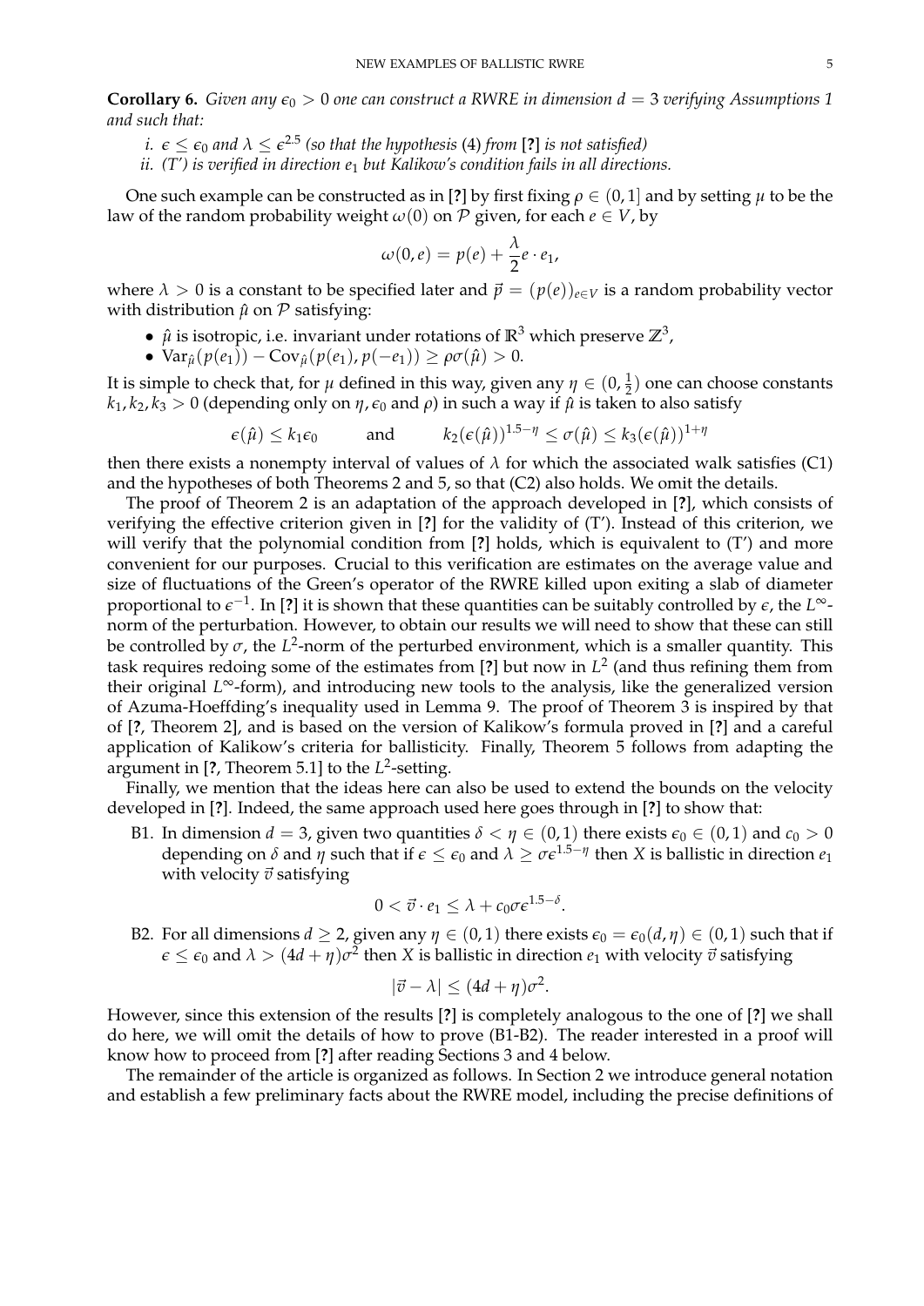**Corollary 6.** *Given any $\epsilon_0 > 0$ one can construct a RWRE in dimension $d = 3$ verifying Assumptions 1 and such that:*

*i. $\epsilon \leq \epsilon_0$ and $\lambda \leq \epsilon^{2.5}$ (so that the hypothesis* (4) *from* [?] *is not satisfied)*

*ii. (T') is verified in direction $e_1$ but Kalikow's condition fails in all directions.*

One such example can be constructed as in [?] by first fixing $\rho \in (0,1]$ and by setting $\mu$ to be the law of the random probability weight $\omega(0)$ on $\mathcal{P}$ given, for each $e \in V$, by

$$\omega(0,e) = p(e) + \frac{\lambda}{2} e \cdot e_1,$$

where $\lambda > 0$ is a constant to be specified later and $\vec{p} = (p(e))_{e \in V}$ is a random probability vector with distribution $\hat{\mu}$ on $\mathcal{P}$ satisfying:

- $\hat{\mu}$ is isotropic, i.e. invariant under rotations of $\mathbb{R}^3$ which preserve $\mathbb{Z}^3$,
- $\mathrm{Var}_{\hat{\mu}}(p(e_1)) - \mathrm{Cov}_{\hat{\mu}}(p(e_1), p(-e_1)) \geq \rho\sigma(\hat{\mu}) > 0$.

It is simple to check that, for $\mu$ defined in this way, given any $\eta \in (0, \frac{1}{2})$ one can choose constants $k_1, k_2, k_3 > 0$ (depending only on $\eta, \epsilon_0$ and $\rho$) in such a way if $\hat{\mu}$ is taken to also satisfy

$$\epsilon(\hat{\mu}) \leq k_1 \epsilon_0 \qquad \text{and} \qquad k_2(\epsilon(\hat{\mu}))^{1.5-\eta} \leq \sigma(\hat{\mu}) \leq k_3(\epsilon(\hat{\mu}))^{1+\eta}$$

then there exists a nonempty interval of values of $\lambda$ for which the associated walk satisfies (C1) and the hypotheses of both Theorems 2 and 5, so that (C2) also holds. We omit the details.

The proof of Theorem 2 is an adaptation of the approach developed in [?], which consists of verifying the effective criterion given in [?] for the validity of (T'). Instead of this criterion, we will verify that the polynomial condition from [?] holds, which is equivalent to (T') and more convenient for our purposes. Crucial to this verification are estimates on the average value and size of fluctuations of the Green's operator of the RWRE killed upon exiting a slab of diameter proportional to $\epsilon^{-1}$. In [?] it is shown that these quantities can be suitably controlled by $\epsilon$, the $L^\infty$-norm of the perturbation. However, to obtain our results we will need to show that these can still be controlled by $\sigma$, the $L^2$-norm of the perturbed environment, which is a smaller quantity. This task requires redoing some of the estimates from [?] but now in $L^2$ (and thus refining them from their original $L^\infty$-form), and introducing new tools to the analysis, like the generalized version of Azuma-Hoeffding's inequality used in Lemma 9. The proof of Theorem 3 is inspired by that of [?, Theorem 2], and is based on the version of Kalikow's formula proved in [?] and a careful application of Kalikow's criteria for ballisticity. Finally, Theorem 5 follows from adapting the argument in [?, Theorem 5.1] to the $L^2$-setting.

Finally, we mention that the ideas here can also be used to extend the bounds on the velocity developed in [?]. Indeed, the same approach used here goes through in [?] to show that:

B1. In dimension $d = 3$, given two quantities $\delta < \eta \in (0,1)$ there exists $\epsilon_0 \in (0,1)$ and $c_0 > 0$ depending on $\delta$ and $\eta$ such that if $\epsilon \leq \epsilon_0$ and $\lambda \geq \sigma\epsilon^{1.5-\eta}$ then $X$ is ballistic in direction $e_1$ with velocity $\vec{v}$ satisfying

$$0 < \vec{v} \cdot e_1 \leq \lambda + c_0\sigma\epsilon^{1.5-\delta}.$$

B2. For all dimensions $d \geq 2$, given any $\eta \in (0,1)$ there exists $\epsilon_0 = \epsilon_0(d,\eta) \in (0,1)$ such that if $\epsilon \leq \epsilon_0$ and $\lambda > (4d+\eta)\sigma^2$ then $X$ is ballistic in direction $e_1$ with velocity $\vec{v}$ satisfying

$$|\vec{v} - \lambda| \leq (4d+\eta)\sigma^2.$$

However, since this extension of the results [?] is completely analogous to the one of [?] we shall do here, we will omit the details of how to prove (B1-B2). The reader interested in a proof will know how to proceed from [?] after reading Sections 3 and 4 below.

The remainder of the article is organized as follows. In Section 2 we introduce general notation and establish a few preliminary facts about the RWRE model, including the precise definitions of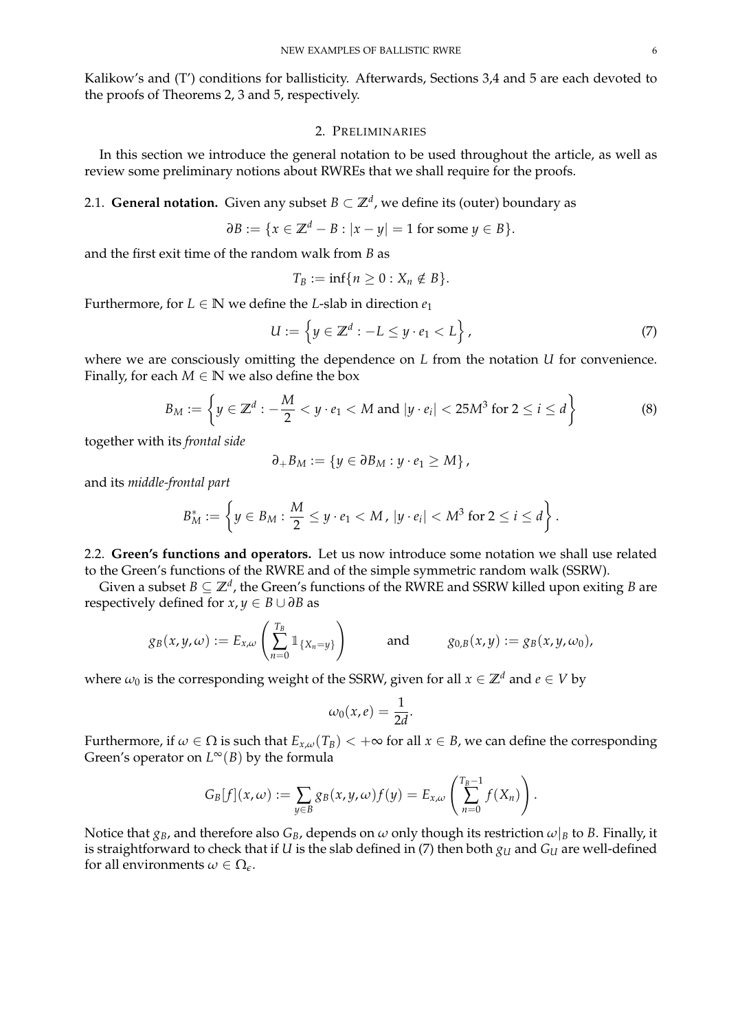Kalikow's and (T') conditions for ballisticity. Afterwards, Sections 3,4 and 5 are each devoted to the proofs of Theorems 2, 3 and 5, respectively.

## 2. Preliminaries

In this section we introduce the general notation to be used throughout the article, as well as review some preliminary notions about RWREs that we shall require for the proofs.

### 2.1. General notation.

Given any subset $B \subset \mathbb{Z}^d$, we define its (outer) boundary as

$$\partial B := \{x \in \mathbb{Z}^d - B : |x - y| = 1 \text{ for some } y \in B\}.$$

and the first exit time of the random walk from $B$ as

$$T_B := \inf\{n \geq 0 : X_n \notin B\}.$$

Furthermore, for $L \in \mathbb{N}$ we define the $L$-slab in direction $e_1$

$$U := \left\{ y \in \mathbb{Z}^d : -L \leq y \cdot e_1 < L \right\}, \tag{7}$$

where we are consciously omitting the dependence on $L$ from the notation $U$ for convenience. Finally, for each $M \in \mathbb{N}$ we also define the box

$$B_M := \left\{ y \in \mathbb{Z}^d : -\frac{M}{2} < y \cdot e_1 < M \text{ and } |y \cdot e_i| < 25M^3 \text{ for } 2 \leq i \leq d \right\} \tag{8}$$

together with its *frontal side*

$$\partial_+ B_M := \{ y \in \partial B_M : y \cdot e_1 \geq M \},$$

and its *middle-frontal part*

$$B_M^* := \left\{ y \in B_M : \frac{M}{2} \leq y \cdot e_1 < M \, , \, |y \cdot e_i| < M^3 \text{ for } 2 \leq i \leq d \right\}.$$

### 2.2. Green's functions and operators.

Let us now introduce some notation we shall use related to the Green's functions of the RWRE and of the simple symmetric random walk (SSRW).

Given a subset $B \subseteq \mathbb{Z}^d$, the Green's functions of the RWRE and SSRW killed upon exiting $B$ are respectively defined for $x, y \in B \cup \partial B$ as

$$g_B(x, y, \omega) := E_{x,\omega}\left( \sum_{n=0}^{T_B} \mathbb{1}_{\{X_n = y\}} \right) \qquad \text{and} \qquad g_{0,B}(x, y) := g_B(x, y, \omega_0),$$

where $\omega_0$ is the corresponding weight of the SSRW, given for all $x \in \mathbb{Z}^d$ and $e \in V$ by

$$\omega_0(x, e) = \frac{1}{2d}.$$

Furthermore, if $\omega \in \Omega$ is such that $E_{x,\omega}(T_B) < +\infty$ for all $x \in B$, we can define the corresponding Green's operator on $L^\infty(B)$ by the formula

$$G_B[f](x, \omega) := \sum_{y \in B} g_B(x, y, \omega) f(y) = E_{x,\omega}\left( \sum_{n=0}^{T_B - 1} f(X_n) \right).$$

Notice that $g_B$, and therefore also $G_B$, depends on $\omega$ only though its restriction $\omega|_B$ to $B$. Finally, it is straightforward to check that if $U$ is the slab defined in (7) then both $g_U$ and $G_U$ are well-defined for all environments $\omega \in \Omega_\epsilon$.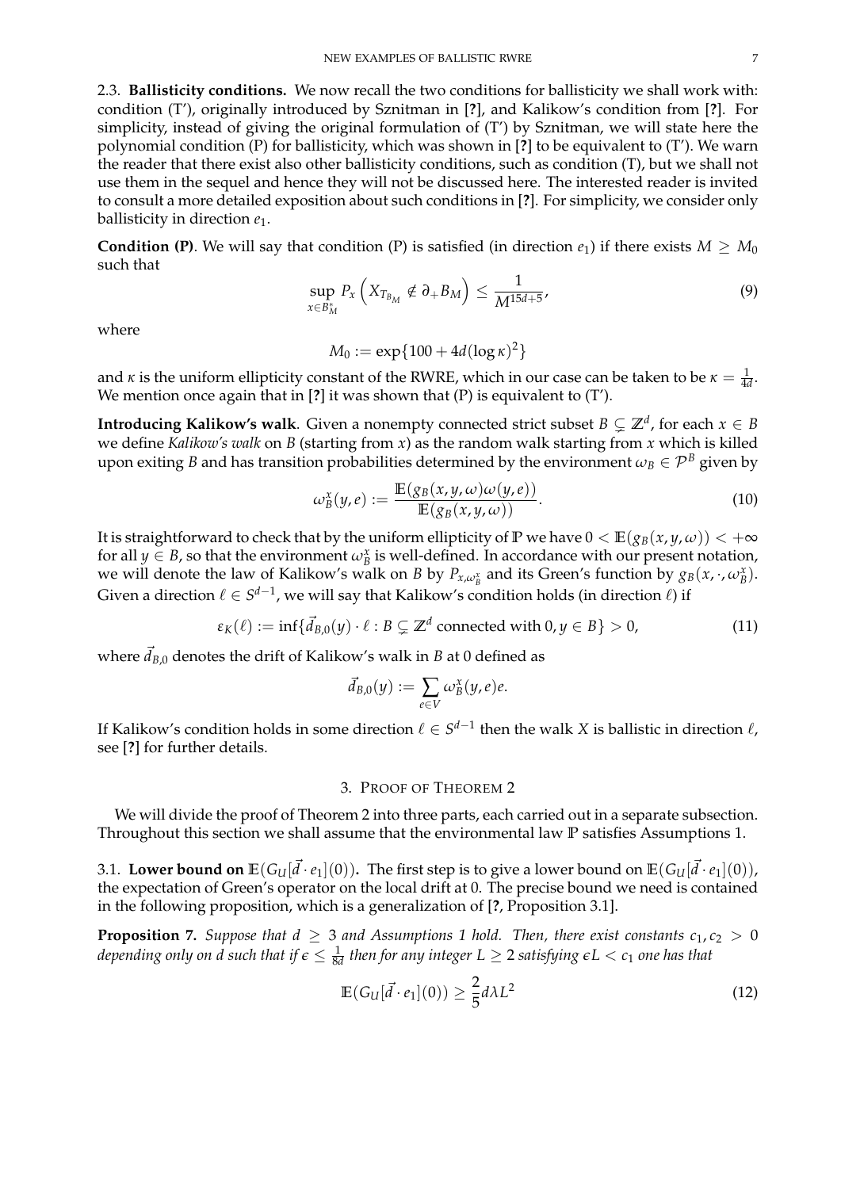2.3. **Ballisticity conditions.** We now recall the two conditions for ballisticity we shall work with: condition (T′), originally introduced by Sznitman in [**?**], and Kalikow's condition from [**?**]. For simplicity, instead of giving the original formulation of (T′) by Sznitman, we will state here the polynomial condition (P) for ballisticity, which was shown in [**?**] to be equivalent to (T′). We warn the reader that there exist also other ballisticity conditions, such as condition (T), but we shall not use them in the sequel and hence they will not be discussed here. The interested reader is invited to consult a more detailed exposition about such conditions in [**?**]. For simplicity, we consider only ballisticity in direction $e_1$.

**Condition (P)**. We will say that condition (P) is satisfied (in direction $e_1$) if there exists $M \geq M_0$ such that

$$\sup_{x \in B_M^*} P_x\left(X_{T_{B_M}} \notin \partial_+ B_M\right) \leq \frac{1}{M^{15d+5}}, \tag{9}$$

where

$$M_0 := \exp\{100 + 4d(\log \kappa)^2\}$$

and $\kappa$ is the uniform ellipticity constant of the RWRE, which in our case can be taken to be $\kappa = \frac{1}{4d}$. We mention once again that in [**?**] it was shown that (P) is equivalent to (T′).

**Introducing Kalikow's walk**. Given a nonempty connected strict subset $B \subsetneq \mathbb{Z}^d$, for each $x \in B$ we define *Kalikow's walk* on $B$ (starting from $x$) as the random walk starting from $x$ which is killed upon exiting $B$ and has transition probabilities determined by the environment $\omega_B \in \mathcal{P}^B$ given by

$$\omega_B^x(y, e) := \frac{\mathbb{E}(g_B(x, y, \omega)\omega(y, e))}{\mathbb{E}(g_B(x, y, \omega))}. \tag{10}$$

It is straightforward to check that by the uniform ellipticity of $\mathbb{P}$ we have $0 < \mathbb{E}(g_B(x, y, \omega)) < +\infty$ for all $y \in B$, so that the environment $\omega_B^x$ is well-defined. In accordance with our present notation, we will denote the law of Kalikow's walk on $B$ by $P_{x,\omega_B^x}$ and its Green's function by $g_B(x, \cdot, \omega_B^x)$. Given a direction $\ell \in S^{d-1}$, we will say that Kalikow's condition holds (in direction $\ell$) if

$$\varepsilon_K(\ell) := \inf\{\vec{d}_{B,0}(y) \cdot \ell : B \subsetneq \mathbb{Z}^d \text{ connected with } 0, y \in B\} > 0, \tag{11}$$

where $\vec{d}_{B,0}$ denotes the drift of Kalikow's walk in $B$ at 0 defined as

$$\vec{d}_{B,0}(y) := \sum_{e \in V} \omega_B^x(y, e)e.$$

If Kalikow's condition holds in some direction $\ell \in S^{d-1}$ then the walk $X$ is ballistic in direction $\ell$, see [**?**] for further details.

## 3. Proof of Theorem 2

We will divide the proof of Theorem 2 into three parts, each carried out in a separate subsection. Throughout this section we shall assume that the environmental law $\mathbb{P}$ satisfies Assumptions 1.

### 3.1. Lower bound on $\mathbb{E}(G_U[\vec{d} \cdot e_1](0))$.

The first step is to give a lower bound on $\mathbb{E}(G_U[\vec{d} \cdot e_1](0))$, the expectation of Green's operator on the local drift at 0. The precise bound we need is contained in the following proposition, which is a generalization of [**?**, Proposition 3.1].

**Proposition 7.** *Suppose that $d \geq 3$ and Assumptions 1 hold. Then, there exist constants $c_1, c_2 > 0$ depending only on $d$ such that if $\epsilon \leq \frac{1}{8d}$ then for any integer $L \geq 2$ satisfying $\epsilon L < c_1$ one has that*

$$\mathbb{E}(G_U[\vec{d} \cdot e_1](0)) \geq \frac{2}{5} d\lambda L^2 \tag{12}$$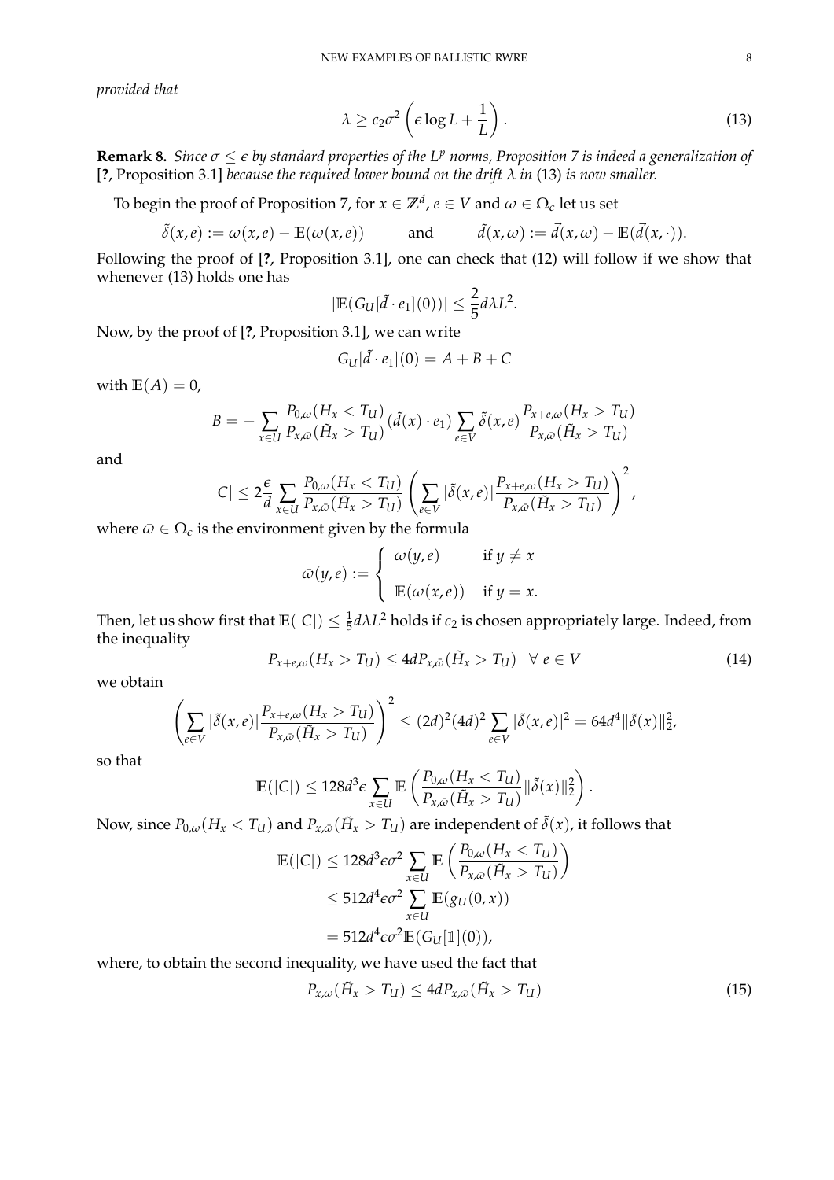*provided that*

$$\lambda \geq c_2\sigma^2\left(\epsilon \log L + \frac{1}{L}\right). \tag{13}$$

**Remark 8.** *Since $\sigma \leq \epsilon$ by standard properties of the $L^p$ norms, Proposition 7 is indeed a generalization of* [**?**, Proposition 3.1] *because the required lower bound on the drift $\lambda$ in* (13) *is now smaller.*

To begin the proof of Proposition 7, for $x \in \mathbb{Z}^d$, $e \in V$ and $\omega \in \Omega_\epsilon$ let us set

$$\tilde{\delta}(x,e) := \omega(x,e) - \mathbb{E}(\omega(x,e)) \qquad \text{and} \qquad \tilde{d}(x,\omega) := \vec{d}(x,\omega) - \mathbb{E}(\vec{d}(x,\cdot)).$$

Following the proof of [**?**, Proposition 3.1], one can check that (12) will follow if we show that whenever (13) holds one has

$$|\mathbb{E}(G_U[\tilde{d}\cdot e_1](0))| \leq \frac{2}{5}d\lambda L^2.$$

Now, by the proof of [**?**, Proposition 3.1], we can write

$$G_U[\tilde{d}\cdot e_1](0) = A + B + C$$

with $\mathbb{E}(A) = 0$,

$$B = -\sum_{x\in U}\frac{P_{0,\omega}(H_x < T_U)}{P_{x,\bar{\omega}}(\tilde{H}_x > T_U)}(\tilde{d}(x)\cdot e_1)\sum_{e\in V}\tilde{\delta}(x,e)\frac{P_{x+e,\omega}(H_x > T_U)}{P_{x,\bar{\omega}}(\tilde{H}_x > T_U)}$$

and

$$|C| \leq 2\frac{\epsilon}{d}\sum_{x\in U}\frac{P_{0,\omega}(H_x < T_U)}{P_{x,\bar{\omega}}(\tilde{H}_x > T_U)}\left(\sum_{e\in V}|\tilde{\delta}(x,e)|\frac{P_{x+e,\omega}(H_x > T_U)}{P_{x,\bar{\omega}}(\tilde{H}_x > T_U)}\right)^2,$$

where $\bar{\omega} \in \Omega_\epsilon$ is the environment given by the formula

$$\bar{\omega}(y,e) := \begin{cases} \omega(y,e) & \text{if } y \neq x \\ \mathbb{E}(\omega(x,e)) & \text{if } y = x. \end{cases}$$

Then, let us show first that $\mathbb{E}(|C|) \leq \frac{1}{5}d\lambda L^2$ holds if $c_2$ is chosen appropriately large. Indeed, from the inequality

$$P_{x+e,\omega}(H_x > T_U) \leq 4dP_{x,\bar{\omega}}(\tilde{H}_x > T_U) \quad \forall\ e \in V \tag{14}$$

we obtain

$$\left(\sum_{e\in V}|\tilde{\delta}(x,e)|\frac{P_{x+e,\omega}(H_x > T_U)}{P_{x,\bar{\omega}}(\tilde{H}_x > T_U)}\right)^2 \leq (2d)^2(4d)^2\sum_{e\in V}|\tilde{\delta}(x,e)|^2 = 64d^4\|\tilde{\delta}(x)\|_2^2,$$

so that

$$\mathbb{E}(|C|) \leq 128d^3\epsilon\sum_{x\in U}\mathbb{E}\left(\frac{P_{0,\omega}(H_x < T_U)}{P_{x,\bar{\omega}}(\tilde{H}_x > T_U)}\|\tilde{\delta}(x)\|_2^2\right).$$

Now, since $P_{0,\omega}(H_x < T_U)$ and $P_{x,\bar{\omega}}(\tilde{H}_x > T_U)$ are independent of $\tilde{\delta}(x)$, it follows that

$$\begin{aligned}
\mathbb{E}(|C|) &\leq 128d^3\epsilon\sigma^2\sum_{x\in U}\mathbb{E}\left(\frac{P_{0,\omega}(H_x < T_U)}{P_{x,\bar{\omega}}(\tilde{H}_x > T_U)}\right) \\
&\leq 512d^4\epsilon\sigma^2\sum_{x\in U}\mathbb{E}(g_U(0,x)) \\
&= 512d^4\epsilon\sigma^2\mathbb{E}(G_U[\mathbb{1}](0)),
\end{aligned}$$

where, to obtain the second inequality, we have used the fact that

$$P_{x,\omega}(\tilde{H}_x > T_U) \leq 4dP_{x,\bar{\omega}}(\tilde{H}_x > T_U) \tag{15}$$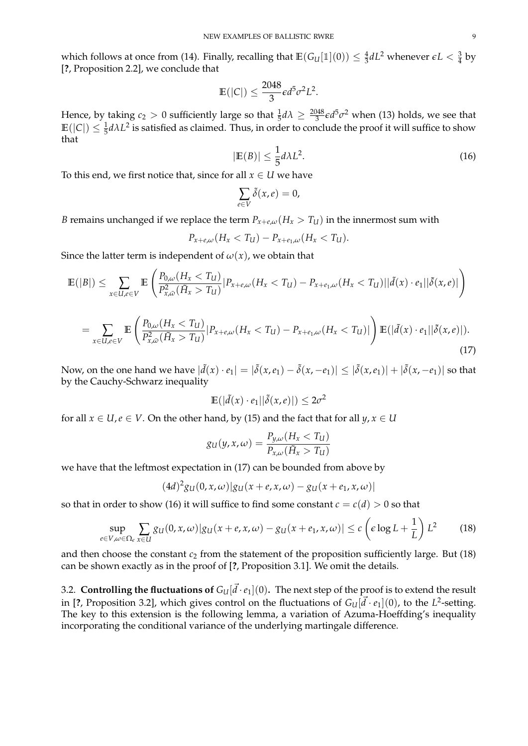which follows at once from (14). Finally, recalling that $\mathbb{E}(G_U[\mathbb{1}](0)) \leq \frac{4}{3}dL^2$ whenever $\epsilon L < \frac{3}{4}$ by [?, Proposition 2.2], we conclude that

$$\mathbb{E}(|C|) \leq \frac{2048}{3}\epsilon d^5 \sigma^2 L^2.$$

Hence, by taking $c_2 > 0$ sufficiently large so that $\frac{1}{5}d\lambda \geq \frac{2048}{3}\epsilon d^5\sigma^2$ when (13) holds, we see that $\mathbb{E}(|C|) \leq \frac{1}{5}d\lambda L^2$ is satisfied as claimed. Thus, in order to conclude the proof it will suffice to show that

$$|\mathbb{E}(B)| \leq \frac{1}{5}d\lambda L^2. \tag{16}$$

To this end, we first notice that, since for all $x \in U$ we have

$$\sum_{e \in V} \tilde{\delta}(x,e) = 0,$$

$B$ remains unchanged if we replace the term $P_{x+e,\omega}(H_x > T_U)$ in the innermost sum with

$$P_{x+e,\omega}(H_x < T_U) - P_{x+e_1,\omega}(H_x < T_U).$$

Since the latter term is independent of $\omega(x)$, we obtain that

$$\mathbb{E}(|B|) \leq \sum_{x \in U, e \in V} \mathbb{E}\left(\frac{P_{0,\omega}(H_x < T_U)}{P^2_{x,\bar{\omega}}(\tilde{H}_x > T_U)}|P_{x+e,\omega}(H_x < T_U) - P_{x+e_1,\omega}(H_x < T_U)||\tilde{d}(x)\cdot e_1||\tilde{\delta}(x,e)|\right)$$

$$= \sum_{x \in U, e \in V} \mathbb{E}\left(\frac{P_{0,\omega}(H_x < T_U)}{P^2_{x,\bar{\omega}}(\tilde{H}_x > T_U)}|P_{x+e,\omega}(H_x < T_U) - P_{x+e_1,\omega}(H_x < T_U)|\right)\mathbb{E}(|\tilde{d}(x)\cdot e_1||\tilde{\delta}(x,e)|). \tag{17}$$

Now, on the one hand we have $|\tilde{d}(x)\cdot e_1| = |\tilde{\delta}(x,e_1) - \tilde{\delta}(x,-e_1)| \leq |\tilde{\delta}(x,e_1)| + |\tilde{\delta}(x,-e_1)|$ so that by the Cauchy-Schwarz inequality

$$\mathbb{E}(|\tilde{d}(x)\cdot e_1||\tilde{\delta}(x,e)|) \leq 2\sigma^2$$

for all $x \in U, e \in V$. On the other hand, by (15) and the fact that for all $y, x \in U$

$$g_U(y,x,\omega) = \frac{P_{y,\omega}(H_x < T_U)}{P_{x,\omega}(\tilde{H}_x > T_U)}$$

we have that the leftmost expectation in (17) can be bounded from above by

$$(4d)^2 g_U(0,x,\omega)|g_U(x+e,x,\omega) - g_U(x+e_1,x,\omega)|$$

so that in order to show (16) it will suffice to find some constant $c = c(d) > 0$ so that

$$\sup_{e \in V, \omega \in \Omega_\epsilon} \sum_{x \in U} g_U(0,x,\omega)|g_U(x+e,x,\omega) - g_U(x+e_1,x,\omega)| \leq c\left(\epsilon \log L + \frac{1}{L}\right)L^2 \tag{18}$$

and then choose the constant $c_2$ from the statement of the proposition sufficiently large. But (18) can be shown exactly as in the proof of [?, Proposition 3.1]. We omit the details.

### 3.2. Controlling the fluctuations of $G_U[\vec{d}\cdot e_1](0)$.

The next step of the proof is to extend the result in [?, Proposition 3.2], which gives control on the fluctuations of $G_U[\vec{d}\cdot e_1](0)$, to the $L^2$-setting. The key to this extension is the following lemma, a variation of Azuma-Hoeffding's inequality incorporating the conditional variance of the underlying martingale difference.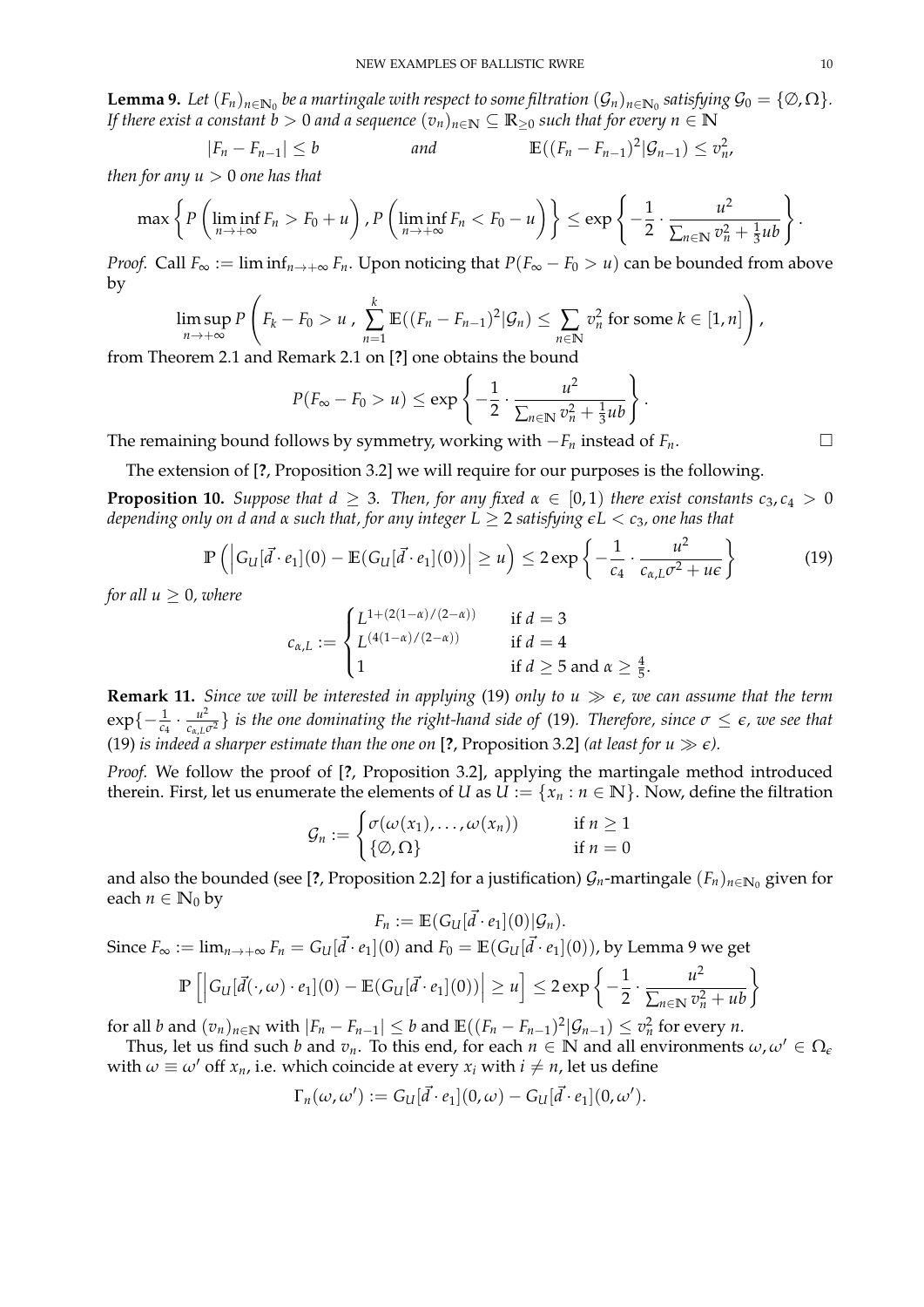**Lemma 9.** *Let $(F_n)_{n\in\mathbb{N}_0}$ be a martingale with respect to some filtration $(\mathcal{G}_n)_{n\in\mathbb{N}_0}$ satisfying $\mathcal{G}_0 = \{\emptyset, \Omega\}$. If there exist a constant $b > 0$ and a sequence $(v_n)_{n\in\mathbb{N}} \subseteq \mathbb{R}_{\geq 0}$ such that for every $n \in \mathbb{N}$*

$$|F_n - F_{n-1}| \leq b \qquad\qquad \text{and} \qquad\qquad \mathbb{E}((F_n - F_{n-1})^2|\mathcal{G}_{n-1}) \leq v_n^2,$$

*then for any $u > 0$ one has that*

$$\max\left\{ P\left(\liminf_{n\to+\infty} F_n > F_0 + u\right), P\left(\liminf_{n\to+\infty} F_n < F_0 - u\right)\right\} \leq \exp\left\{-\frac{1}{2}\cdot\frac{u^2}{\sum_{n\in\mathbb{N}} v_n^2 + \frac{1}{3}ub}\right\}.$$

*Proof.* Call $F_\infty := \liminf_{n\to+\infty} F_n$. Upon noticing that $P(F_\infty - F_0 > u)$ can be bounded from above by

$$\limsup_{n\to+\infty} P\left(F_k - F_0 > u\,,\; \sum_{n=1}^{k} \mathbb{E}((F_n - F_{n-1})^2|\mathcal{G}_n) \leq \sum_{n\in\mathbb{N}} v_n^2 \text{ for some } k\in[1,n]\right),$$

from Theorem 2.1 and Remark 2.1 on [?] one obtains the bound

$$P(F_\infty - F_0 > u) \leq \exp\left\{-\frac{1}{2}\cdot\frac{u^2}{\sum_{n\in\mathbb{N}} v_n^2 + \frac{1}{3}ub}\right\}.$$

The remaining bound follows by symmetry, working with $-F_n$ instead of $F_n$. □

The extension of [?, Proposition 3.2] we will require for our purposes is the following.

**Proposition 10.** *Suppose that $d \geq 3$. Then, for any fixed $\alpha \in [0,1)$ there exist constants $c_3, c_4 > 0$ depending only on $d$ and $\alpha$ such that, for any integer $L \geq 2$ satisfying $\epsilon L < c_3$, one has that*

$$\mathbb{P}\left(\left|G_U[\vec{d}\cdot e_1](0) - \mathbb{E}(G_U[\vec{d}\cdot e_1](0))\right| \geq u\right) \leq 2\exp\left\{-\frac{1}{c_4}\cdot\frac{u^2}{c_{\alpha,L}\sigma^2 + u\epsilon}\right\} \tag{19}$$

*for all $u \geq 0$, where*

$$c_{\alpha,L} := \begin{cases} L^{1+(2(1-\alpha)/(2-\alpha))} & \text{if } d = 3 \\ L^{(4(1-\alpha)/(2-\alpha))} & \text{if } d = 4 \\ 1 & \text{if } d \geq 5 \text{ and } \alpha \geq \frac{4}{5}. \end{cases}$$

**Remark 11.** *Since we will be interested in applying* (19) *only to $u \gg \epsilon$, we can assume that the term $\exp\{-\frac{1}{c_4}\cdot\frac{u^2}{c_{\alpha,L}\sigma^2}\}$ is the one dominating the right-hand side of* (19)*. Therefore, since $\sigma \leq \epsilon$, we see that* (19) *is indeed a sharper estimate than the one on* [?, Proposition 3.2] *(at least for $u \gg \epsilon$).*

*Proof.* We follow the proof of [?, Proposition 3.2], applying the martingale method introduced therein. First, let us enumerate the elements of $U$ as $U := \{x_n : n \in \mathbb{N}\}$. Now, define the filtration

$$\mathcal{G}_n := \begin{cases} \sigma(\omega(x_1), \ldots, \omega(x_n)) & \text{if } n \geq 1 \\ \{\emptyset, \Omega\} & \text{if } n = 0 \end{cases}$$

and also the bounded (see [?, Proposition 2.2] for a justification) $\mathcal{G}_n$-martingale $(F_n)_{n\in\mathbb{N}_0}$ given for each $n \in \mathbb{N}_0$ by

$$F_n := \mathbb{E}(G_U[\vec{d}\cdot e_1](0)|\mathcal{G}_n).$$

Since $F_\infty := \lim_{n\to+\infty} F_n = G_U[\vec{d}\cdot e_1](0)$ and $F_0 = \mathbb{E}(G_U[\vec{d}\cdot e_1](0))$, by Lemma 9 we get

$$\mathbb{P}\left[\left|G_U[\vec{d}(\cdot,\omega)\cdot e_1](0) - \mathbb{E}(G_U[\vec{d}\cdot e_1](0))\right| \geq u\right] \leq 2\exp\left\{-\frac{1}{2}\cdot\frac{u^2}{\sum_{n\in\mathbb{N}} v_n^2 + ub}\right\}$$

for all $b$ and $(v_n)_{n\in\mathbb{N}}$ with $|F_n - F_{n-1}| \leq b$ and $\mathbb{E}((F_n - F_{n-1})^2|\mathcal{G}_{n-1}) \leq v_n^2$ for every $n$.

Thus, let us find such $b$ and $v_n$. To this end, for each $n \in \mathbb{N}$ and all environments $\omega, \omega' \in \Omega_\epsilon$ with $\omega \equiv \omega'$ off $x_n$, i.e. which coincide at every $x_i$ with $i \neq n$, let us define

$$\Gamma_n(\omega,\omega') := G_U[\vec{d}\cdot e_1](0,\omega) - G_U[\vec{d}\cdot e_1](0,\omega').$$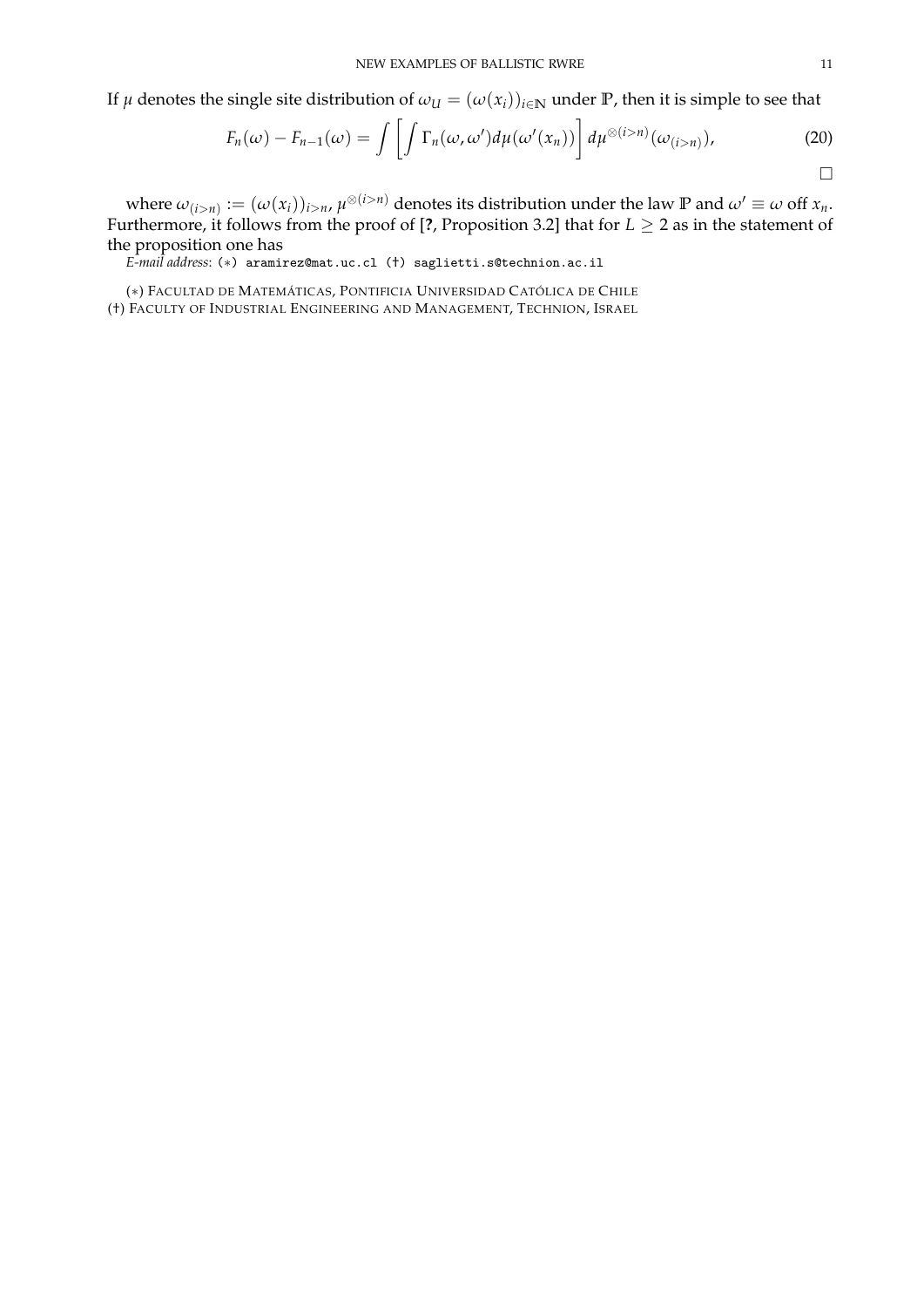If $\mu$ denotes the single site distribution of $\omega_U = (\omega(x_i))_{i \in \mathbb{N}}$ under $\mathbb{P}$, then it is simple to see that

$$F_n(\omega) - F_{n-1}(\omega) = \int \left[ \int \Gamma_n(\omega, \omega') d\mu(\omega'(x_n)) \right] d\mu^{\otimes(i>n)}(\omega_{(i>n)}), \tag{20}$$

□

where $\omega_{(i>n)} := (\omega(x_i))_{i>n}$, $\mu^{\otimes(i>n)}$ denotes its distribution under the law $\mathbb{P}$ and $\omega' \equiv \omega$ off $x_n$. Furthermore, it follows from the proof of [**?**, Proposition 3.2] that for $L \geq 2$ as in the statement of the proposition one has

*E-mail address*: (∗) `aramirez@mat.uc.cl` (†) `saglietti.s@technion.ac.il`

(∗) Facultad de Matemáticas, Pontificia Universidad Católica de Chile
(†) Faculty of Industrial Engineering and Management, Technion, Israel